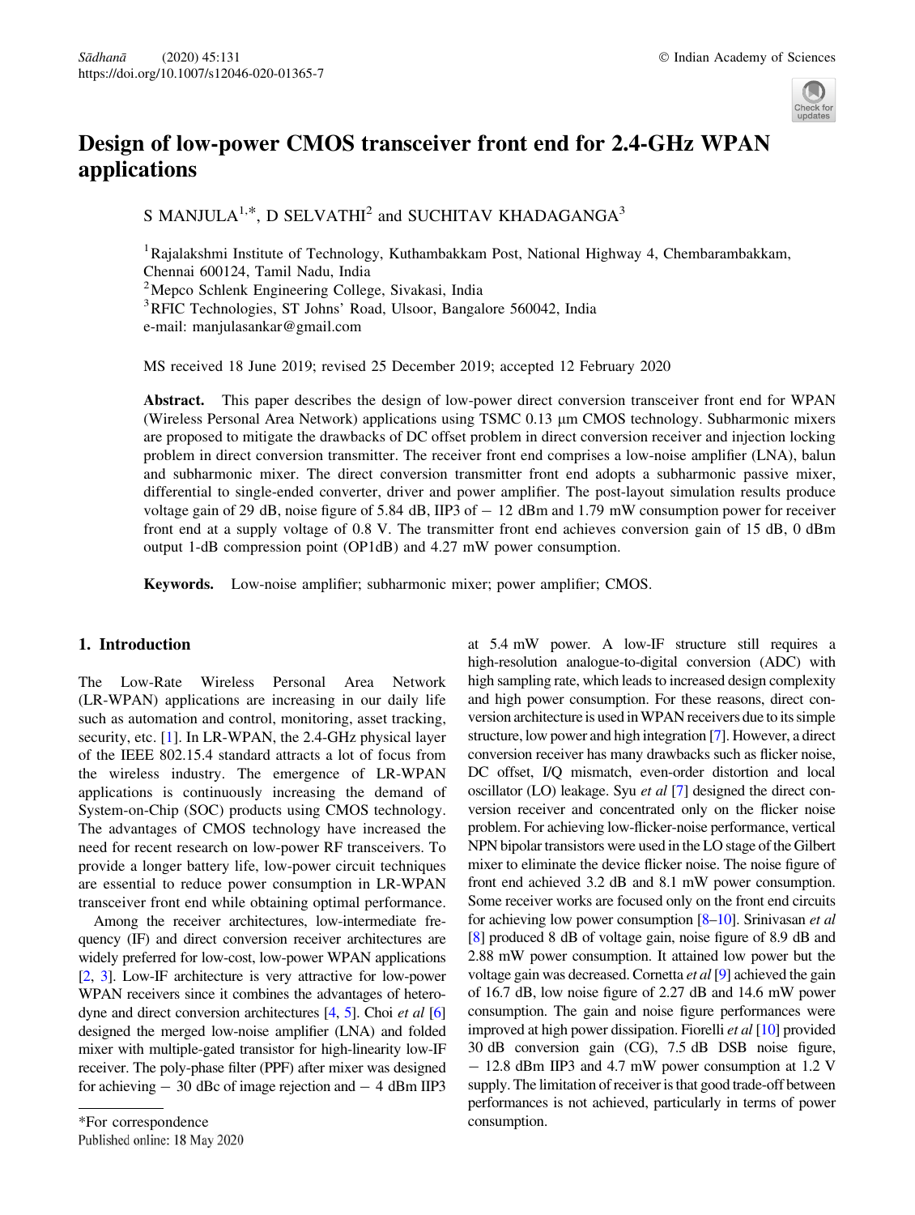# Design of low-power CMOS transceiver front end for 2.4-GHz WPAN applications

S MANJULA[1,*], D SELVATHI[2] and SUCHITAV KHADAGANGA[3]

[1]Rajalakshmi Institute of Technology, Kuthambakkam Post, National Highway 4, Chembarambakkam, Chennai 600124, Tamil Nadu, India
[2]Mepco Schlenk Engineering College, Sivakasi, India
[3]RFIC Technologies, ST Johns' Road, Ulsoor, Bangalore 560042, India
e-mail: manjulasankar@gmail.com

MS received 18 June 2019; revised 25 December 2019; accepted 12 February 2020

**Abstract.** This paper describes the design of low-power direct conversion transceiver front end for WPAN (Wireless Personal Area Network) applications using TSMC 0.13 μm CMOS technology. Subharmonic mixers are proposed to mitigate the drawbacks of DC offset problem in direct conversion receiver and injection locking problem in direct conversion transmitter. The receiver front end comprises a low-noise amplifier (LNA), balun and subharmonic mixer. The direct conversion transmitter front end adopts a subharmonic passive mixer, differential to single-ended converter, driver and power amplifier. The post-layout simulation results produce voltage gain of 29 dB, noise figure of 5.84 dB, IIP3 of − 12 dBm and 1.79 mW consumption power for receiver front end at a supply voltage of 0.8 V. The transmitter front end achieves conversion gain of 15 dB, 0 dBm output 1-dB compression point (OP1dB) and 4.27 mW power consumption.

**Keywords.** Low-noise amplifier; subharmonic mixer; power amplifier; CMOS.

## 1. Introduction

The Low-Rate Wireless Personal Area Network (LR-WPAN) applications are increasing in our daily life such as automation and control, monitoring, asset tracking, security, etc. [1]. In LR-WPAN, the 2.4-GHz physical layer of the IEEE 802.15.4 standard attracts a lot of focus from the wireless industry. The emergence of LR-WPAN applications is continuously increasing the demand of System-on-Chip (SOC) products using CMOS technology. The advantages of CMOS technology have increased the need for recent research on low-power RF transceivers. To provide a longer battery life, low-power circuit techniques are essential to reduce power consumption in LR-WPAN transceiver front end while obtaining optimal performance.

Among the receiver architectures, low-intermediate frequency (IF) and direct conversion receiver architectures are widely preferred for low-cost, low-power WPAN applications [2, 3]. Low-IF architecture is very attractive for low-power WPAN receivers since it combines the advantages of heterodyne and direct conversion architectures [4, 5]. Choi *et al* [6] designed the merged low-noise amplifier (LNA) and folded mixer with multiple-gated transistor for high-linearity low-IF receiver. The poly-phase filter (PPF) after mixer was designed for achieving − 30 dBc of image rejection and − 4 dBm IIP3 at 5.4 mW power. A low-IF structure still requires a high-resolution analogue-to-digital conversion (ADC) with high sampling rate, which leads to increased design complexity and high power consumption. For these reasons, direct conversion architecture is used in WPAN receivers due to its simple structure, low power and high integration [7]. However, a direct conversion receiver has many drawbacks such as flicker noise, DC offset, I/Q mismatch, even-order distortion and local oscillator (LO) leakage. Syu *et al* [7] designed the direct conversion receiver and concentrated only on the flicker noise problem. For achieving low-flicker-noise performance, vertical NPN bipolar transistors were used in the LO stage of the Gilbert mixer to eliminate the device flicker noise. The noise figure of front end achieved 3.2 dB and 8.1 mW power consumption. Some receiver works are focused only on the front end circuits for achieving low power consumption [8–10]. Srinivasan *et al* [8] produced 8 dB of voltage gain, noise figure of 8.9 dB and 2.88 mW power consumption. It attained low power but the voltage gain was decreased. Cornetta *et al* [9] achieved the gain of 16.7 dB, low noise figure of 2.27 dB and 14.6 mW power consumption. The gain and noise figure performances were improved at high power dissipation. Fiorelli *et al* [10] provided 30 dB conversion gain (CG), 7.5 dB DSB noise figure, − 12.8 dBm IIP3 and 4.7 mW power consumption at 1.2 V supply. The limitation of receiver is that good trade-off between performances is not achieved, particularly in terms of power consumption.

*For correspondence

Published online: 18 May 2020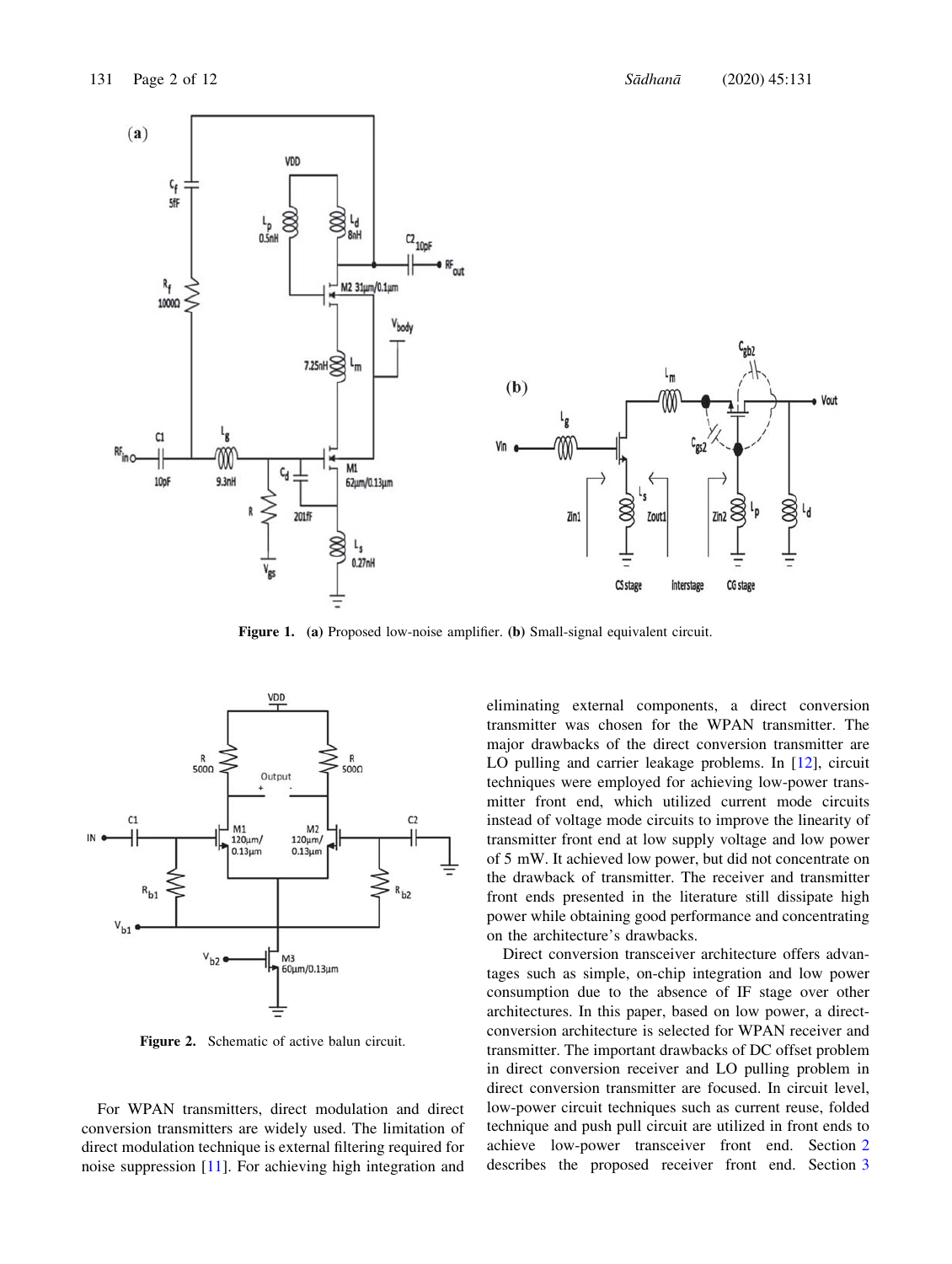**Figure 1.** **(a)** Proposed low-noise amplifier. **(b)** Small-signal equivalent circuit.

**Figure 2.** Schematic of active balun circuit.

For WPAN transmitters, direct modulation and direct conversion transmitters are widely used. The limitation of direct modulation technique is external filtering required for noise suppression [11]. For achieving high integration and eliminating external components, a direct conversion transmitter was chosen for the WPAN transmitter. The major drawbacks of the direct conversion transmitter are LO pulling and carrier leakage problems. In [12], circuit techniques were employed for achieving low-power transmitter front end, which utilized current mode circuits instead of voltage mode circuits to improve the linearity of transmitter front end at low supply voltage and low power of 5 mW. It achieved low power, but did not concentrate on the drawback of transmitter. The receiver and transmitter front ends presented in the literature still dissipate high power while obtaining good performance and concentrating on the architecture's drawbacks.

Direct conversion transceiver architecture offers advantages such as simple, on-chip integration and low power consumption due to the absence of IF stage over other architectures. In this paper, based on low power, a direct-conversion architecture is selected for WPAN receiver and transmitter. The important drawbacks of DC offset problem in direct conversion receiver and LO pulling problem in direct conversion transmitter are focused. In circuit level, low-power circuit techniques such as current reuse, folded technique and push pull circuit are utilized in front ends to achieve low-power transceiver front end. Section 2 describes the proposed receiver front end. Section 3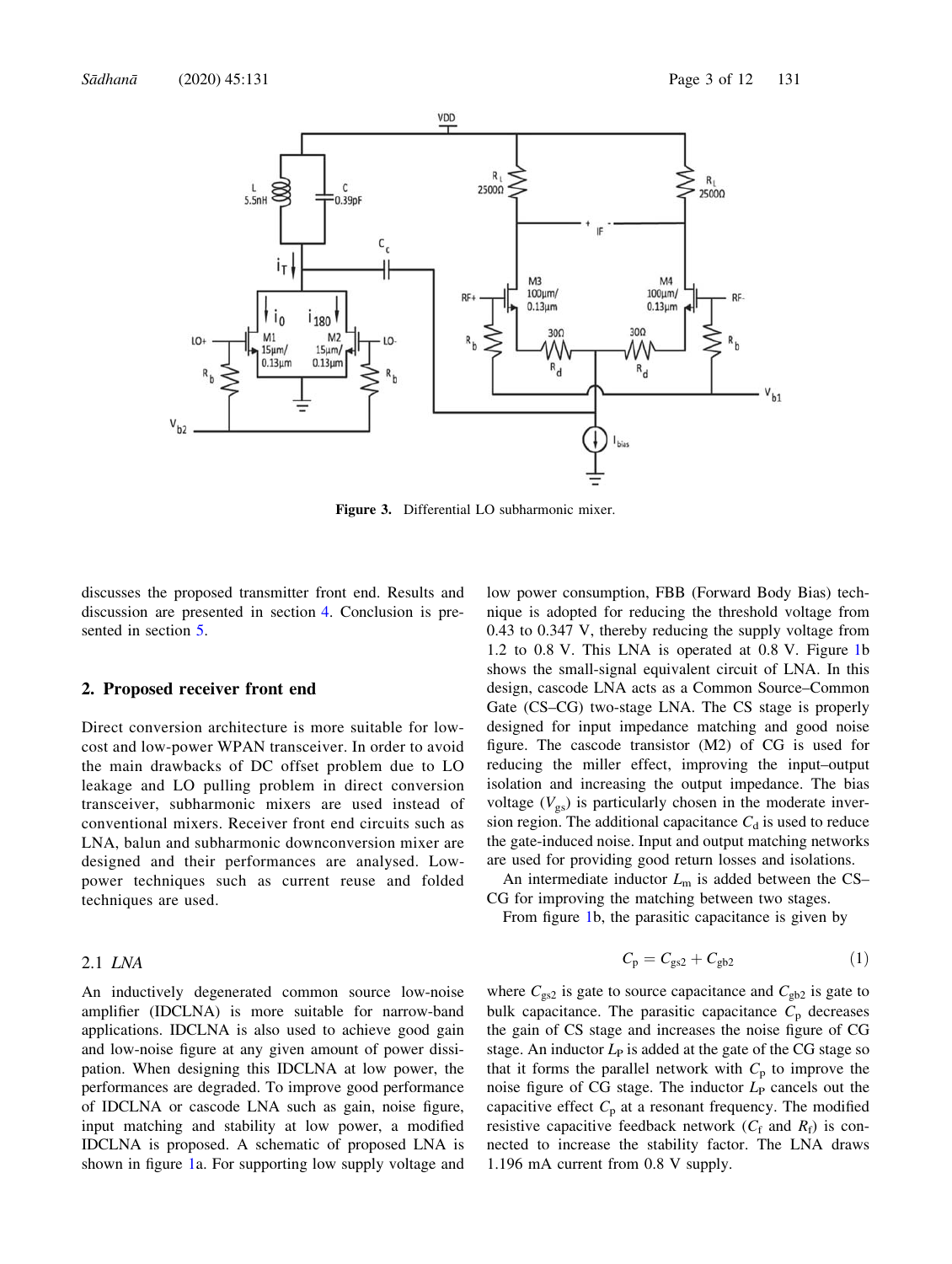Figure 3. Differential LO subharmonic mixer.

discusses the proposed transmitter front end. Results and discussion are presented in section 4. Conclusion is presented in section 5.

## 2. Proposed receiver front end

Direct conversion architecture is more suitable for low-cost and low-power WPAN transceiver. In order to avoid the main drawbacks of DC offset problem due to LO leakage and LO pulling problem in direct conversion transceiver, subharmonic mixers are used instead of conventional mixers. Receiver front end circuits such as LNA, balun and subharmonic downconversion mixer are designed and their performances are analysed. Low-power techniques such as current reuse and folded techniques are used.

### 2.1 *LNA*

An inductively degenerated common source low-noise amplifier (IDCLNA) is more suitable for narrow-band applications. IDCLNA is also used to achieve good gain and low-noise figure at any given amount of power dissipation. When designing this IDCLNA at low power, the performances are degraded. To improve good performance of IDCLNA or cascode LNA such as gain, noise figure, input matching and stability at low power, a modified IDCLNA is proposed. A schematic of proposed LNA is shown in figure 1a. For supporting low supply voltage and low power consumption, FBB (Forward Body Bias) technique is adopted for reducing the threshold voltage from 0.43 to 0.347 V, thereby reducing the supply voltage from 1.2 to 0.8 V. This LNA is operated at 0.8 V. Figure 1b shows the small-signal equivalent circuit of LNA. In this design, cascode LNA acts as a Common Source–Common Gate (CS–CG) two-stage LNA. The CS stage is properly designed for input impedance matching and good noise figure. The cascode transistor (M2) of CG is used for reducing the miller effect, improving the input–output isolation and increasing the output impedance. The bias voltage ($V_{gs}$) is particularly chosen in the moderate inversion region. The additional capacitance $C_d$ is used to reduce the gate-induced noise. Input and output matching networks are used for providing good return losses and isolations.

An intermediate inductor $L_m$ is added between the CS–CG for improving the matching between two stages.

From figure 1b, the parasitic capacitance is given by

$$C_p = C_{gs2} + C_{gb2} \tag{1}$$

where $C_{gs2}$ is gate to source capacitance and $C_{gb2}$ is gate to bulk capacitance. The parasitic capacitance $C_p$ decreases the gain of CS stage and increases the noise figure of CG stage. An inductor $L_P$ is added at the gate of the CG stage so that it forms the parallel network with $C_p$ to improve the noise figure of CG stage. The inductor $L_P$ cancels out the capacitive effect $C_p$ at a resonant frequency. The modified resistive capacitive feedback network ($C_f$ and $R_f$) is connected to increase the stability factor. The LNA draws 1.196 mA current from 0.8 V supply.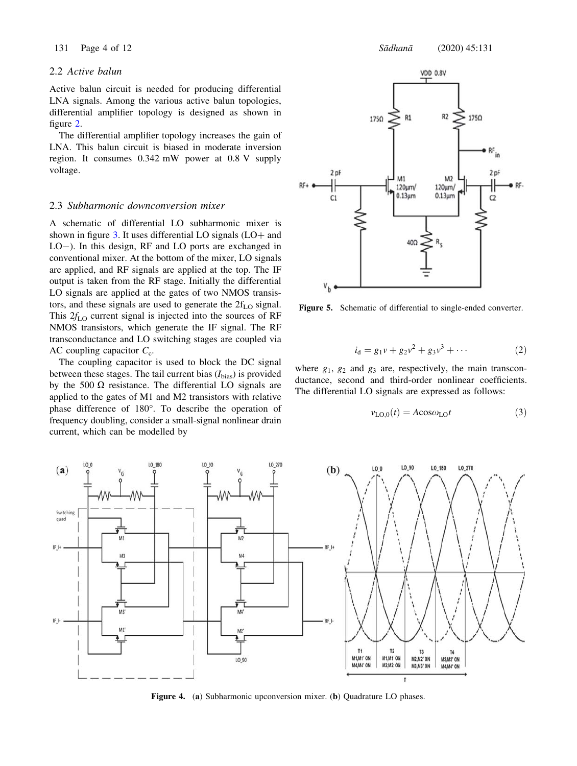### 2.2 *Active balun*

Active balun circuit is needed for producing differential LNA signals. Among the various active balun topologies, differential amplifier topology is designed as shown in figure 2.

The differential amplifier topology increases the gain of LNA. This balun circuit is biased in moderate inversion region. It consumes 0.342 mW power at 0.8 V supply voltage.

### 2.3 *Subharmonic downconversion mixer*

A schematic of differential LO subharmonic mixer is shown in figure 3. It uses differential LO signals (LO+ and LO−). In this design, RF and LO ports are exchanged in conventional mixer. At the bottom of the mixer, LO signals are applied, and RF signals are applied at the top. The IF output is taken from the RF stage. Initially the differential LO signals are applied at the gates of two NMOS transistors, and these signals are used to generate the $2f_{LO}$ signal. This $2f_{LO}$ current signal is injected into the sources of RF NMOS transistors, which generate the IF signal. The RF transconductance and LO switching stages are coupled via AC coupling capacitor $C_c$.

The coupling capacitor is used to block the DC signal between these stages. The tail current bias ($I_{bias}$) is provided by the 500 Ω resistance. The differential LO signals are applied to the gates of M1 and M2 transistors with relative phase difference of 180°. To describe the operation of frequency doubling, consider a small-signal nonlinear drain current, which can be modelled by

Figure 5. Schematic of differential to single-ended converter.

$$i_d = g_1 v + g_2 v^2 + g_3 v^3 + \cdots \tag{2}$$

where $g_1$, $g_2$ and $g_3$ are, respectively, the main transconductance, second and third-order nonlinear coefficients. The differential LO signals are expressed as follows:

$$v_{LO,0}(t) = A\cos\omega_{LO}t \tag{3}$$

Figure 4. (a) Subharmonic upconversion mixer. (b) Quadrature LO phases.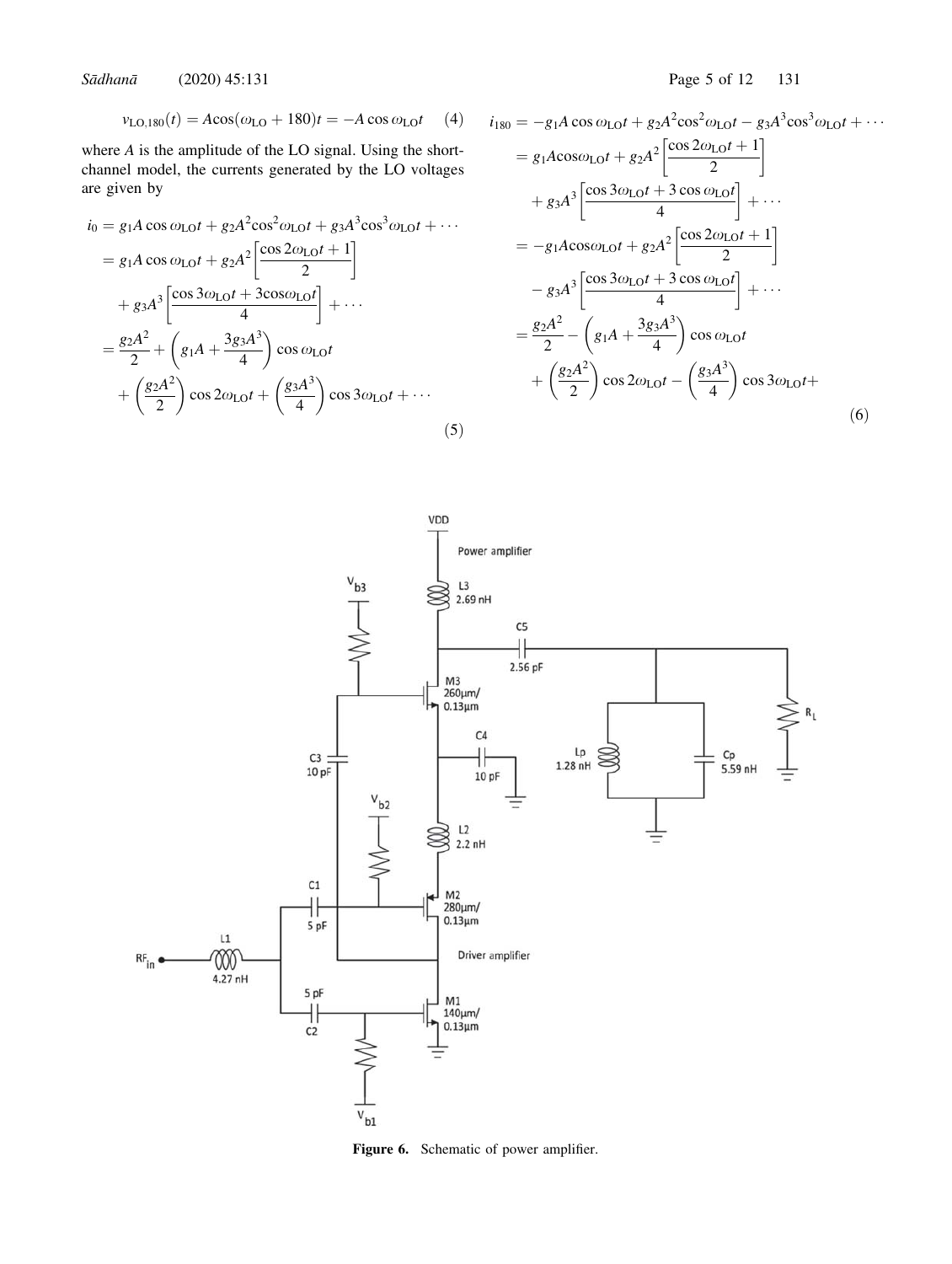$$v_{LO,180}(t) = A\cos(\omega_{LO} + 180)t = -A\cos\omega_{LO}t \quad (4)$$

where $A$ is the amplitude of the LO signal. Using the short-channel model, the currents generated by the LO voltages are given by

$$\begin{aligned}
i_0 &= g_1 A\cos\omega_{LO}t + g_2A^2\cos^2\omega_{LO}t + g_3A^3\cos^3\omega_{LO}t + \cdots \\
&= g_1 A\cos\omega_{LO}t + g_2A^2\left[\frac{\cos 2\omega_{LO}t + 1}{2}\right] \\
&\quad + g_3A^3\left[\frac{\cos 3\omega_{LO}t + 3\cos\omega_{LO}t}{4}\right] + \cdots \\
&= \frac{g_2A^2}{2} + \left(g_1A + \frac{3g_3A^3}{4}\right)\cos\omega_{LO}t \\
&\quad + \left(\frac{g_2A^2}{2}\right)\cos 2\omega_{LO}t + \left(\frac{g_3A^3}{4}\right)\cos 3\omega_{LO}t + \cdots
\end{aligned} \quad (5)$$

$$\begin{aligned}
i_{180} &= -g_1 A\cos\omega_{LO}t + g_2A^2\cos^2\omega_{LO}t - g_3A^3\cos^3\omega_{LO}t + \cdots \\
&= g_1 A\cos\omega_{LO}t + g_2A^2\left[\frac{\cos 2\omega_{LO}t + 1}{2}\right] \\
&\quad + g_3A^3\left[\frac{\cos 3\omega_{LO}t + 3\cos\omega_{LO}t}{4}\right] + \cdots \\
&= -g_1 A\cos\omega_{LO}t + g_2A^2\left[\frac{\cos 2\omega_{LO}t + 1}{2}\right] \\
&\quad - g_3A^3\left[\frac{\cos 3\omega_{LO}t + 3\cos\omega_{LO}t}{4}\right] + \cdots \\
&= \frac{g_2A^2}{2} - \left(g_1A + \frac{3g_3A^3}{4}\right)\cos\omega_{LO}t \\
&\quad + \left(\frac{g_2A^2}{2}\right)\cos 2\omega_{LO}t - \left(\frac{g_3A^3}{4}\right)\cos 3\omega_{LO}t +
\end{aligned} \quad (6)$$

**Figure 6.** Schematic of power amplifier.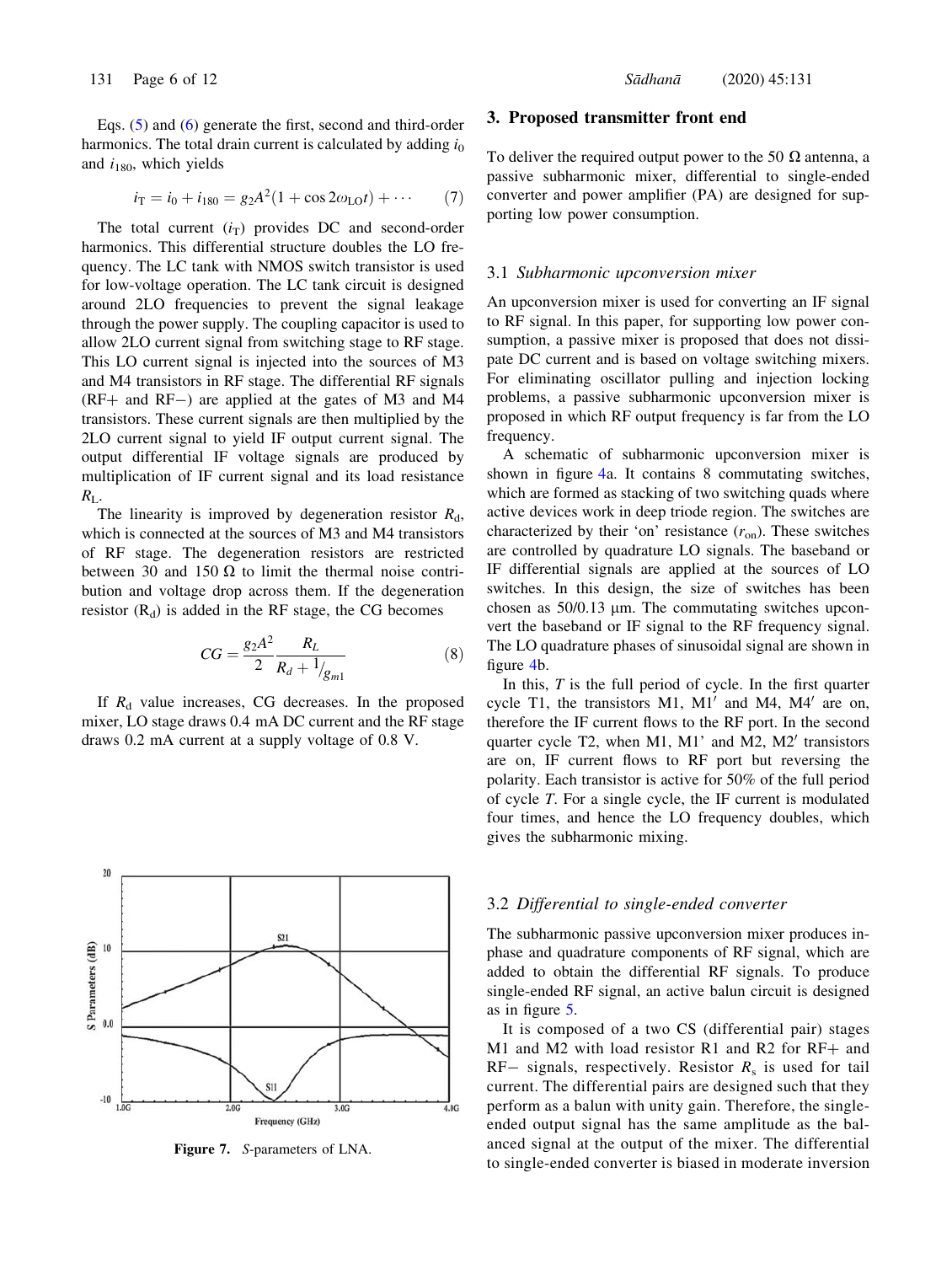Eqs. (5) and (6) generate the first, second and third-order harmonics. The total drain current is calculated by adding $i_0$ and $i_{180}$, which yields

$$i_T = i_0 + i_{180} = g_2 A^2 (1 + \cos 2\omega_{LO} t) + \cdots \quad (7)$$

The total current ($i_T$) provides DC and second-order harmonics. This differential structure doubles the LO frequency. The LC tank with NMOS switch transistor is used for low-voltage operation. The LC tank circuit is designed around 2LO frequencies to prevent the signal leakage through the power supply. The coupling capacitor is used to allow 2LO current signal from switching stage to RF stage. This LO current signal is injected into the sources of M3 and M4 transistors in RF stage. The differential RF signals (RF+ and RF−) are applied at the gates of M3 and M4 transistors. These current signals are then multiplied by the 2LO current signal to yield IF output current signal. The output differential IF voltage signals are produced by multiplication of IF current signal and its load resistance $R_L$.

The linearity is improved by degeneration resistor $R_d$, which is connected at the sources of M3 and M4 transistors of RF stage. The degeneration resistors are restricted between 30 and 150 Ω to limit the thermal noise contribution and voltage drop across them. If the degeneration resistor ($R_d$) is added in the RF stage, the CG becomes

$$CG = \frac{g_2 A^2}{2} \frac{R_L}{R_d + 1/g_{m1}} \quad (8)$$

If $R_d$ value increases, CG decreases. In the proposed mixer, LO stage draws 0.4 mA DC current and the RF stage draws 0.2 mA current at a supply voltage of 0.8 V.

Figure 7. *S*-parameters of LNA.

## 3. Proposed transmitter front end

To deliver the required output power to the 50 Ω antenna, a passive subharmonic mixer, differential to single-ended converter and power amplifier (PA) are designed for supporting low power consumption.

### 3.1 *Subharmonic upconversion mixer*

An upconversion mixer is used for converting an IF signal to RF signal. In this paper, for supporting low power consumption, a passive mixer is proposed that does not dissipate DC current and is based on voltage switching mixers. For eliminating oscillator pulling and injection locking problems, a passive subharmonic upconversion mixer is proposed in which RF output frequency is far from the LO frequency.

A schematic of subharmonic upconversion mixer is shown in figure 4a. It contains 8 commutating switches, which are formed as stacking of two switching quads where active devices work in deep triode region. The switches are characterized by their 'on' resistance ($r_{on}$). These switches are controlled by quadrature LO signals. The baseband or IF differential signals are applied at the sources of LO switches. In this design, the size of switches has been chosen as 50/0.13 μm. The commutating switches upconvert the baseband or IF signal to the RF frequency signal. The LO quadrature phases of sinusoidal signal are shown in figure 4b.

In this, *T* is the full period of cycle. In the first quarter cycle T1, the transistors M1, M1′ and M4, M4′ are on, therefore the IF current flows to the RF port. In the second quarter cycle T2, when M1, M1' and M2, M2′ transistors are on, IF current flows to RF port but reversing the polarity. Each transistor is active for 50% of the full period of cycle *T*. For a single cycle, the IF current is modulated four times, and hence the LO frequency doubles, which gives the subharmonic mixing.

### 3.2 *Differential to single-ended converter*

The subharmonic passive upconversion mixer produces in-phase and quadrature components of RF signal, which are added to obtain the differential RF signals. To produce single-ended RF signal, an active balun circuit is designed as in figure 5.

It is composed of a two CS (differential pair) stages M1 and M2 with load resistor R1 and R2 for RF+ and RF− signals, respectively. Resistor $R_s$ is used for tail current. The differential pairs are designed such that they perform as a balun with unity gain. Therefore, the single-ended output signal has the same amplitude as the balanced signal at the output of the mixer. The differential to single-ended converter is biased in moderate inversion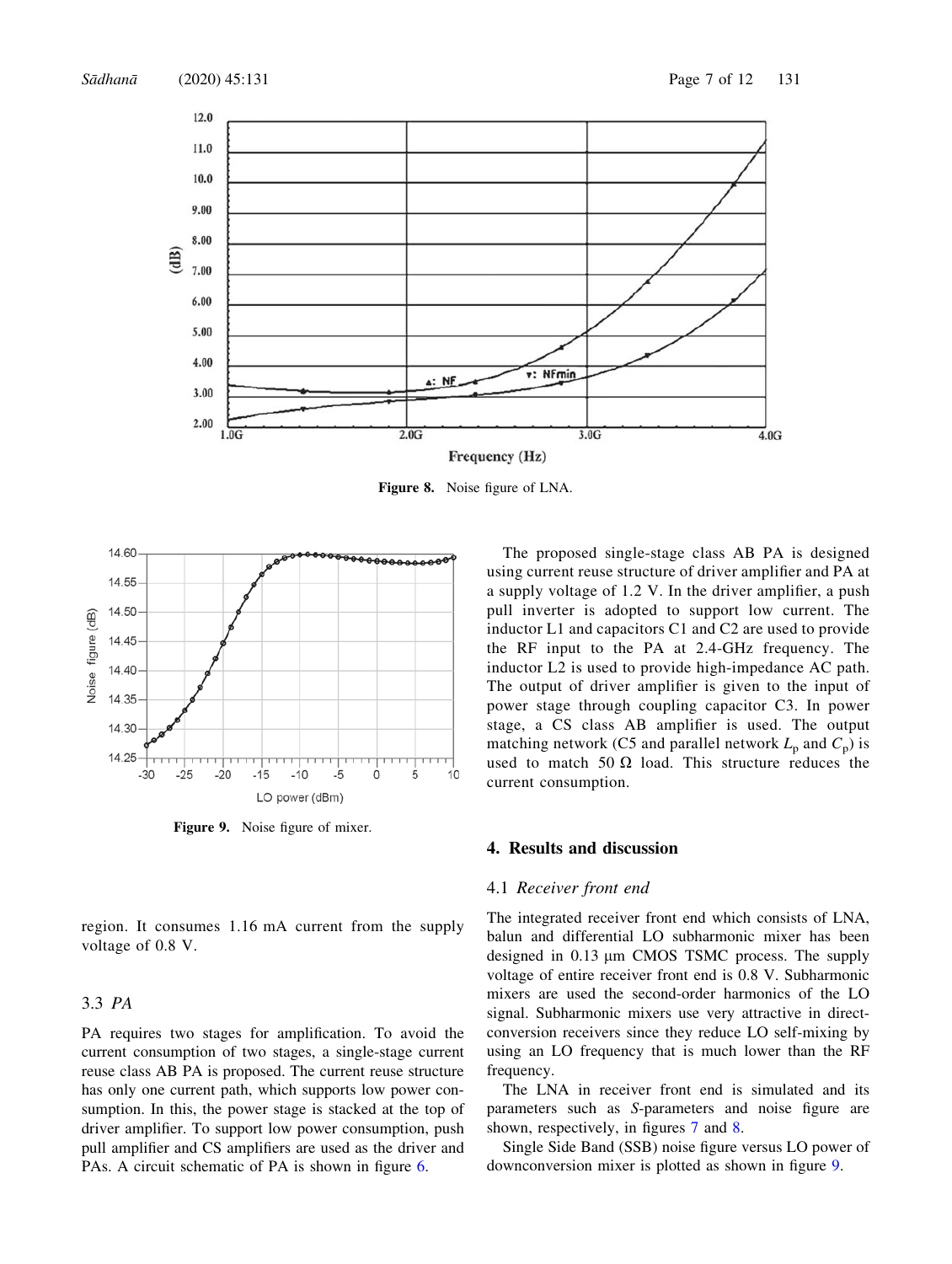Figure 8. Noise figure of LNA.

Figure 9. Noise figure of mixer.

region. It consumes 1.16 mA current from the supply voltage of 0.8 V.

### 3.3 *PA*

PA requires two stages for amplification. To avoid the current consumption of two stages, a single-stage current reuse class AB PA is proposed. The current reuse structure has only one current path, which supports low power consumption. In this, the power stage is stacked at the top of driver amplifier. To support low power consumption, push pull amplifier and CS amplifiers are used as the driver and PAs. A circuit schematic of PA is shown in figure 6.

The proposed single-stage class AB PA is designed using current reuse structure of driver amplifier and PA at a supply voltage of 1.2 V. In the driver amplifier, a push pull inverter is adopted to support low current. The inductor L1 and capacitors C1 and C2 are used to provide the RF input to the PA at 2.4-GHz frequency. The inductor L2 is used to provide high-impedance AC path. The output of driver amplifier is given to the input of power stage through coupling capacitor C3. In power stage, a CS class AB amplifier is used. The output matching network (C5 and parallel network $L_p$ and $C_p$) is used to match 50 Ω load. This structure reduces the current consumption.

## 4. Results and discussion

### 4.1 *Receiver front end*

The integrated receiver front end which consists of LNA, balun and differential LO subharmonic mixer has been designed in 0.13 μm CMOS TSMC process. The supply voltage of entire receiver front end is 0.8 V. Subharmonic mixers are used the second-order harmonics of the LO signal. Subharmonic mixers use very attractive in direct-conversion receivers since they reduce LO self-mixing by using an LO frequency that is much lower than the RF frequency.

The LNA in receiver front end is simulated and its parameters such as *S*-parameters and noise figure are shown, respectively, in figures 7 and 8.

Single Side Band (SSB) noise figure versus LO power of downconversion mixer is plotted as shown in figure 9.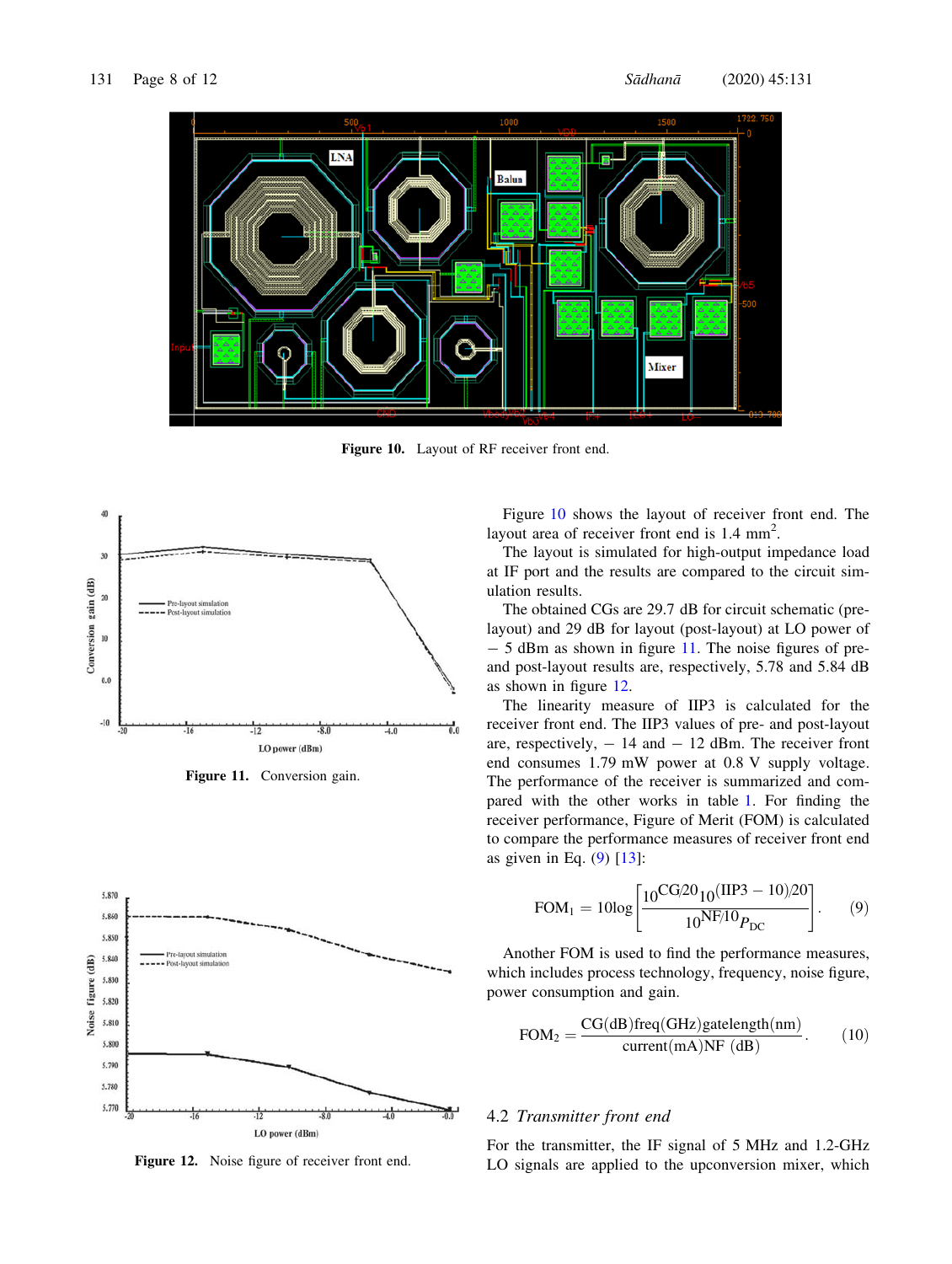Figure 10. Layout of RF receiver front end.

Figure 11. Conversion gain.

Figure 12. Noise figure of receiver front end.

Figure 10 shows the layout of receiver front end. The layout area of receiver front end is 1.4 $mm^2$.

The layout is simulated for high-output impedance load at IF port and the results are compared to the circuit simulation results.

The obtained CGs are 29.7 dB for circuit schematic (pre-layout) and 29 dB for layout (post-layout) at LO power of − 5 dBm as shown in figure 11. The noise figures of pre- and post-layout results are, respectively, 5.78 and 5.84 dB as shown in figure 12.

The linearity measure of IIP3 is calculated for the receiver front end. The IIP3 values of pre- and post-layout are, respectively, − 14 and − 12 dBm. The receiver front end consumes 1.79 mW power at 0.8 V supply voltage. The performance of the receiver is summarized and compared with the other works in table 1. For finding the receiver performance, Figure of Merit (FOM) is calculated to compare the performance measures of receiver front end as given in Eq. (9) [13]:

$$\mathrm{FOM}_1 = 10\log\left[\frac{10^{\mathrm{CG}/20}10^{(\mathrm{IIP3}-10)/20}}{10^{\mathrm{NF}/10}P_{\mathrm{DC}}}\right]. \tag{9}$$

Another FOM is used to find the performance measures, which includes process technology, frequency, noise figure, power consumption and gain.

$$\mathrm{FOM}_2 = \frac{\mathrm{CG(dB)freq(GHz)gatelength(nm)}}{\mathrm{current(mA)NF\ (dB)}}. \tag{10}$$

## 4.2 *Transmitter front end*

For the transmitter, the IF signal of 5 MHz and 1.2-GHz LO signals are applied to the upconversion mixer, which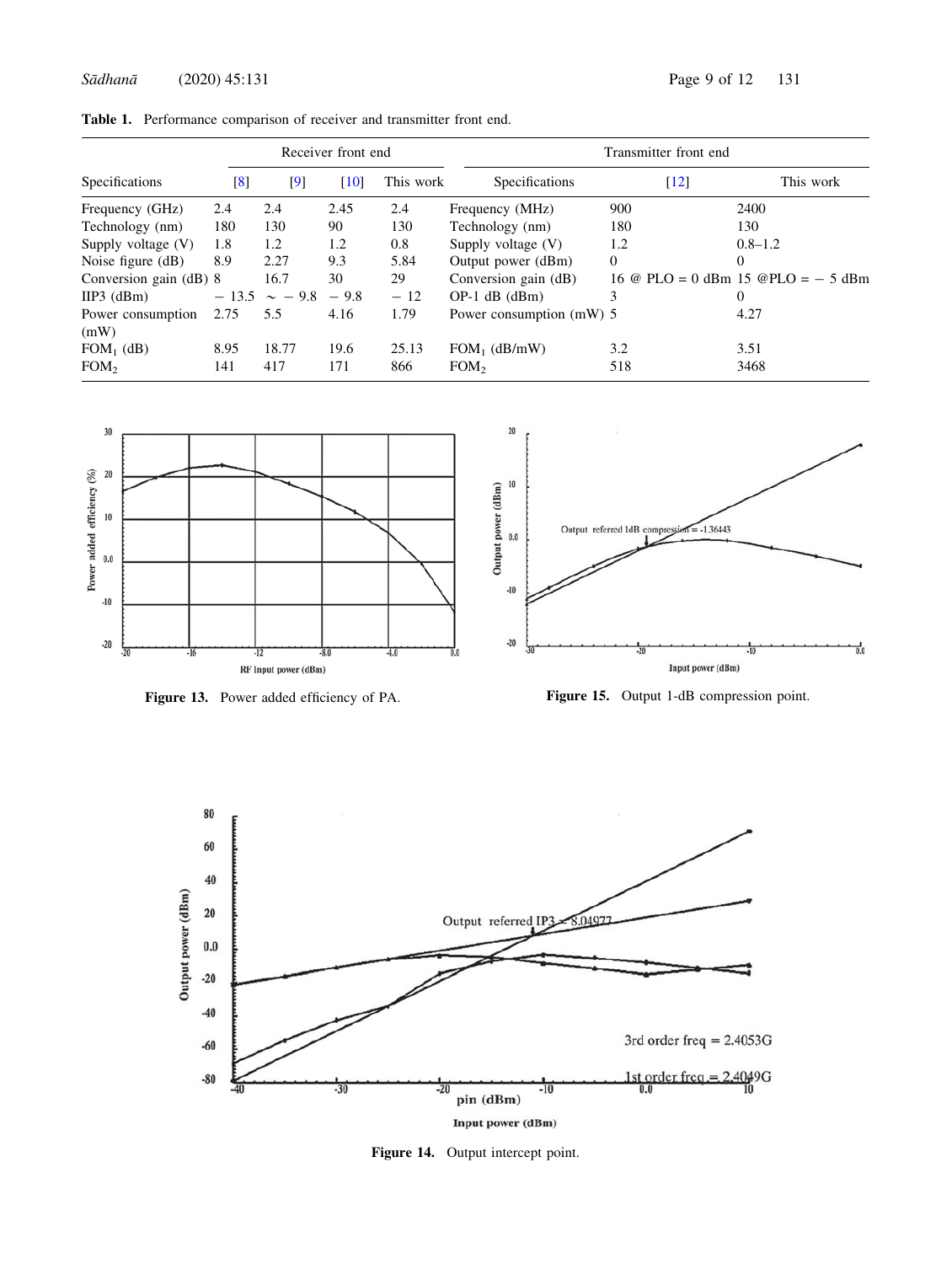**Table 1.** Performance comparison of receiver and transmitter front end.

| Receiver front end | | | | | Transmitter front end | | |
|---|---|---|---|---|---|---|---|
| Specifications | [8] | [9] | [10] | This work | Specifications | [12] | This work |
| Frequency (GHz) | 2.4 | 2.4 | 2.45 | 2.4 | Frequency (MHz) | 900 | 2400 |
| Technology (nm) | 180 | 130 | 90 | 130 | Technology (nm) | 180 | 130 |
| Supply voltage (V) | 1.8 | 1.2 | 1.2 | 0.8 | Supply voltage (V) | 1.2 | 0.8–1.2 |
| Noise figure (dB) | 8.9 | 2.27 | 9.3 | 5.84 | Output power (dBm) | 0 | 0 |
| Conversion gain (dB) | 8 | 16.7 | 30 | 29 | Conversion gain (dB) | 16 @ PLO = 0 dBm | 15 @PLO = − 5 dBm |
| IIP3 (dBm) | − 13.5 | ~ − 9.8 | − 9.8 | − 12 | OP-1 dB (dBm) | 3 | 0 |
| Power consumption (mW) | 2.75 | 5.5 | 4.16 | 1.79 | Power consumption (mW) | 5 | 4.27 |
| $FOM_1$ (dB) | 8.95 | 18.77 | 19.6 | 25.13 | $FOM_1$ (dB/mW) | 3.2 | 3.51 |
| $FOM_2$ | 141 | 417 | 171 | 866 | $FOM_2$ | 518 | 3468 |

**Figure 13.** Power added efficiency of PA.

**Figure 15.** Output 1-dB compression point.

**Figure 14.** Output intercept point.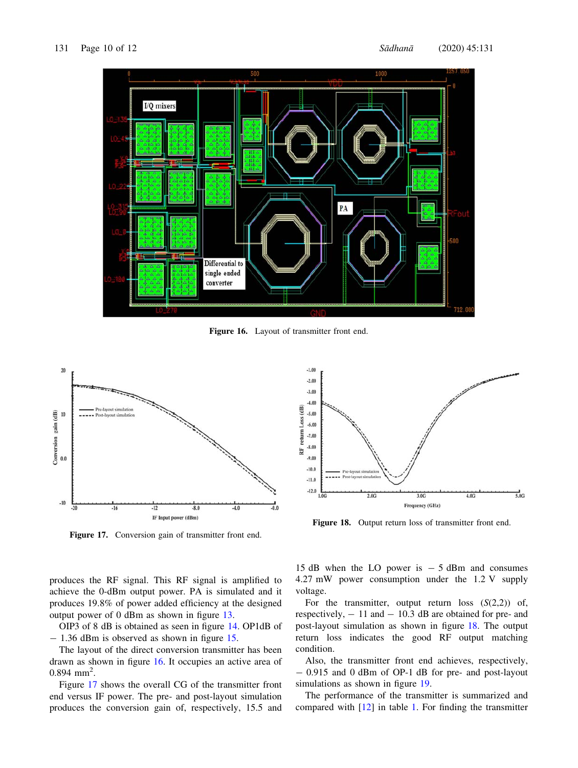Figure 16. Layout of transmitter front end.

Figure 17. Conversion gain of transmitter front end.

Figure 18. Output return loss of transmitter front end.

produces the RF signal. This RF signal is amplified to achieve the 0-dBm output power. PA is simulated and it produces 19.8% of power added efficiency at the designed output power of 0 dBm as shown in figure 13.

OIP3 of 8 dB is obtained as seen in figure 14. OP1dB of − 1.36 dBm is observed as shown in figure 15.

The layout of the direct conversion transmitter has been drawn as shown in figure 16. It occupies an active area of 0.894 $mm^2$.

Figure 17 shows the overall CG of the transmitter front end versus IF power. The pre- and post-layout simulation produces the conversion gain of, respectively, 15.5 and 15 dB when the LO power is − 5 dBm and consumes 4.27 mW power consumption under the 1.2 V supply voltage.

For the transmitter, output return loss ($S(2,2)$) of, respectively, − 11 and − 10.3 dB are obtained for pre- and post-layout simulation as shown in figure 18. The output return loss indicates the good RF output matching condition.

Also, the transmitter front end achieves, respectively, − 0.915 and 0 dBm of OP-1 dB for pre- and post-layout simulations as shown in figure 19.

The performance of the transmitter is summarized and compared with [12] in table 1. For finding the transmitter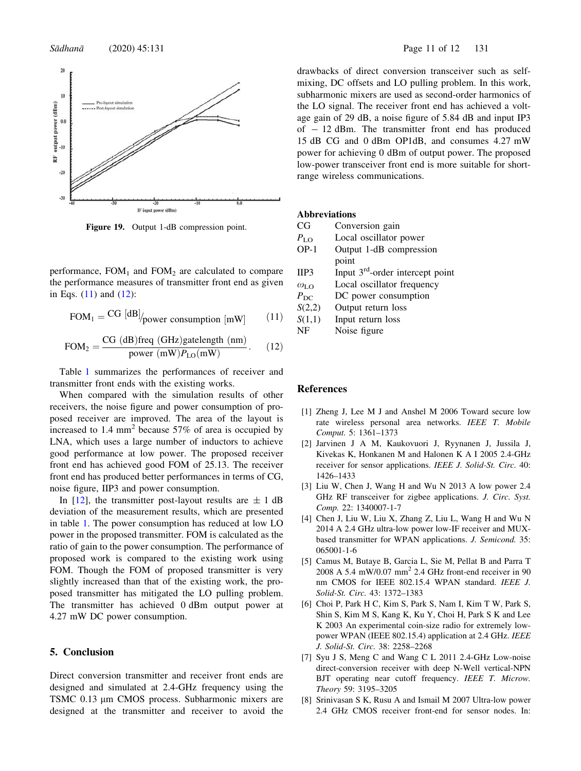Figure 19. Output 1-dB compression point.

performance, $FOM_1$ and $FOM_2$ are calculated to compare the performance measures of transmitter front end as given in Eqs. (11) and (12):

$$FOM_1 = {}^{CG\ [dB]}/_{power\ consumption\ [mW]} \quad (11)$$

$$FOM_2 = \frac{CG\ (dB) freq\ (GHz) gatelength\ (nm)}{power\ (mW) P_{LO} (mW)}. \quad (12)$$

Table 1 summarizes the performances of receiver and transmitter front ends with the existing works.

When compared with the simulation results of other receivers, the noise figure and power consumption of proposed receiver are improved. The area of the layout is increased to 1.4 $mm^2$ because 57% of area is occupied by LNA, which uses a large number of inductors to achieve good performance at low power. The proposed receiver front end has achieved good FOM of 25.13. The receiver front end has produced better performances in terms of CG, noise figure, IIP3 and power consumption.

In [12], the transmitter post-layout results are $\pm$ 1 dB deviation of the measurement results, which are presented in table 1. The power consumption has reduced at low LO power in the proposed transmitter. FOM is calculated as the ratio of gain to the power consumption. The performance of proposed work is compared to the existing work using FOM. Though the FOM of proposed transmitter is very slightly increased than that of the existing work, the proposed transmitter has mitigated the LO pulling problem. The transmitter has achieved 0 dBm output power at 4.27 mW DC power consumption.

## 5. Conclusion

Direct conversion transmitter and receiver front ends are designed and simulated at 2.4-GHz frequency using the TSMC 0.13 μm CMOS process. Subharmonic mixers are designed at the transmitter and receiver to avoid the drawbacks of direct conversion transceiver such as self-mixing, DC offsets and LO pulling problem. In this work, subharmonic mixers are used as second-order harmonics of the LO signal. The receiver front end has achieved a voltage gain of 29 dB, a noise figure of 5.84 dB and input IP3 of − 12 dBm. The transmitter front end has produced 15 dB CG and 0 dBm OP1dB, and consumes 4.27 mW power for achieving 0 dBm of output power. The proposed low-power transceiver front end is more suitable for short-range wireless communications.

### Abbreviations

| | |
|---|---|
| CG | Conversion gain |
| $P_{LO}$ | Local oscillator power |
| OP-1 | Output 1-dB compression point |
| IIP3 | Input 3rd-order intercept point |
| $\omega_{LO}$ | Local oscillator frequency |
| $P_{DC}$ | DC power consumption |
| $S(2,2)$ | Output return loss |
| $S(1,1)$ | Input return loss |
| NF | Noise figure |

## References

[1] Zheng J, Lee M J and Anshel M 2006 Toward secure low rate wireless personal area networks. *IEEE T. Mobile Comput.* 5: 1361–1373

[2] Jarvinen J A M, Kaukovuori J, Ryynanen J, Jussila J, Kivekas K, Honkanen M and Halonen K A I 2005 2.4-GHz receiver for sensor applications. *IEEE J. Solid-St. Circ.* 40: 1426–1433

[3] Liu W, Chen J, Wang H and Wu N 2013 A low power 2.4 GHz RF transceiver for zigbee applications. *J. Circ. Syst. Comp.* 22: 1340007-1-7

[4] Chen J, Liu W, Liu X, Zhang Z, Liu L, Wang H and Wu N 2014 A 2.4 GHz ultra-low power low-IF receiver and MUX-based transmitter for WPAN applications. *J. Semicond.* 35: 065001-1-6

[5] Camus M, Butaye B, Garcia L, Sie M, Pellat B and Parra T 2008 A 5.4 mW/0.07 $mm^2$ 2.4 GHz front-end receiver in 90 nm CMOS for IEEE 802.15.4 WPAN standard. *IEEE J. Solid-St. Circ.* 43: 1372–1383

[6] Choi P, Park H C, Kim S, Park S, Nam I, Kim T W, Park S, Shin S, Kim M S, Kang K, Ku Y, Choi H, Park S K and Lee K 2003 An experimental coin-size radio for extremely low-power WPAN (IEEE 802.15.4) application at 2.4 GHz. *IEEE J. Solid-St. Circ.* 38: 2258–2268

[7] Syu J S, Meng C and Wang C L 2011 2.4-GHz Low-noise direct-conversion receiver with deep N-Well vertical-NPN BJT operating near cutoff frequency. *IEEE T. Microw. Theory* 59: 3195–3205

[8] Srinivasan S K, Rusu A and Ismail M 2007 Ultra-low power 2.4 GHz CMOS receiver front-end for sensor nodes. In: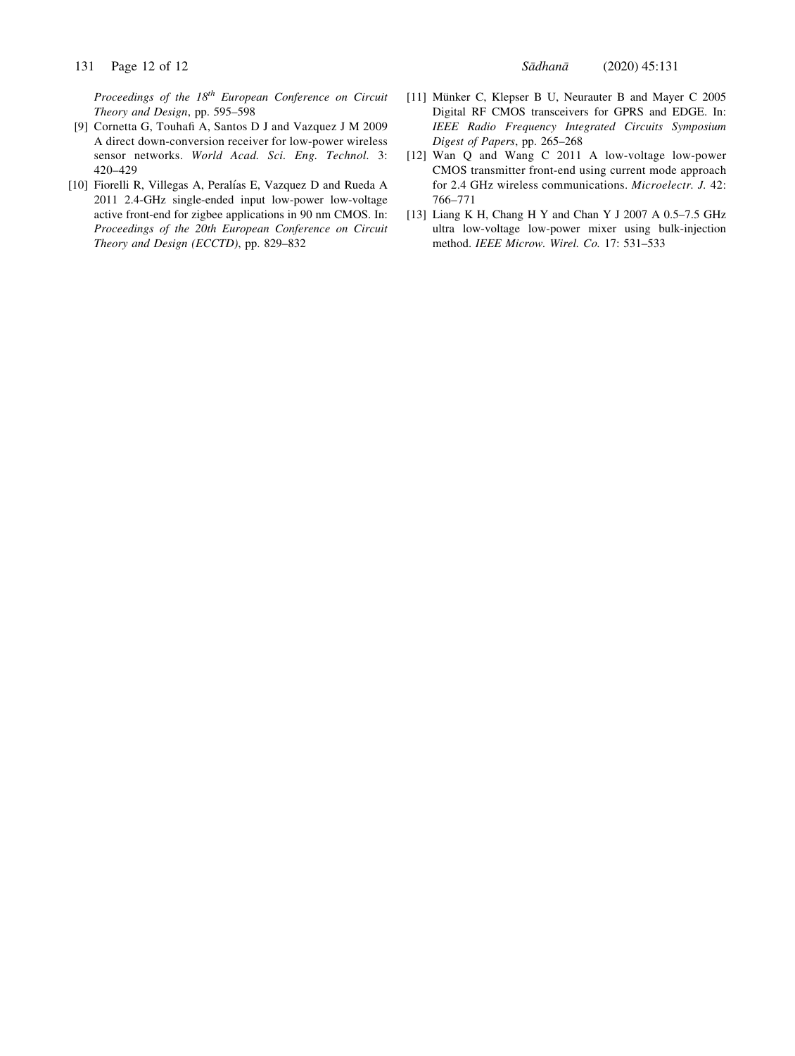*Proceedings of the 18th European Conference on Circuit Theory and Design*, pp. 595–598

[9] Cornetta G, Touhafi A, Santos D J and Vazquez J M 2009 A direct down-conversion receiver for low-power wireless sensor networks. *World Acad. Sci. Eng. Technol.* 3: 420–429

[10] Fiorelli R, Villegas A, Peralías E, Vazquez D and Rueda A 2011 2.4-GHz single-ended input low-power low-voltage active front-end for zigbee applications in 90 nm CMOS. In: *Proceedings of the 20th European Conference on Circuit Theory and Design (ECCTD)*, pp. 829–832

[11] Münker C, Klepser B U, Neurauter B and Mayer C 2005 Digital RF CMOS transceivers for GPRS and EDGE. In: *IEEE Radio Frequency Integrated Circuits Symposium Digest of Papers*, pp. 265–268

[12] Wan Q and Wang C 2011 A low-voltage low-power CMOS transmitter front-end using current mode approach for 2.4 GHz wireless communications. *Microelectr. J.* 42: 766–771

[13] Liang K H, Chang H Y and Chan Y J 2007 A 0.5–7.5 GHz ultra low-voltage low-power mixer using bulk-injection method. *IEEE Microw. Wirel. Co.* 17: 531–533